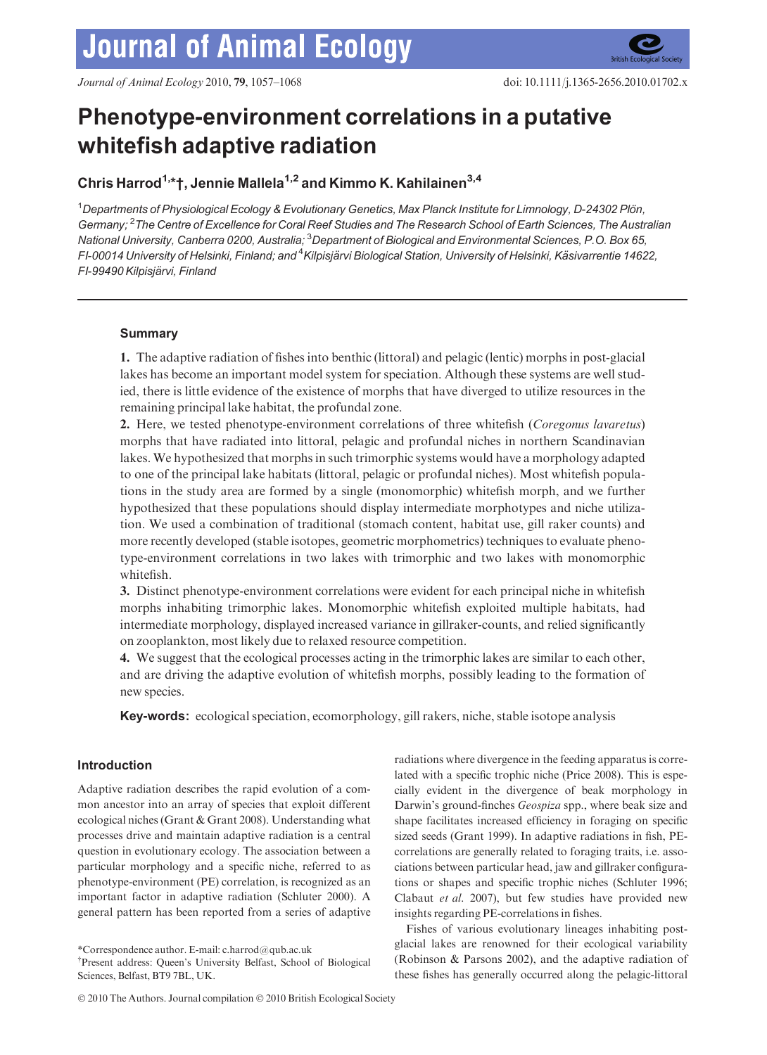# Phenotype-environment correlations in a putative whitefish adaptive radiation

**Chris Harrod[1,*,†], Jennie Mallela[1,2] and Kimmo K. Kahilainen[3,4]**

[1]*Departments of Physiological Ecology & Evolutionary Genetics, Max Planck Institute for Limnology, D-24302 Plön, Germany;* [2]*The Centre of Excellence for Coral Reef Studies and The Research School of Earth Sciences, The Australian National University, Canberra 0200, Australia;* [3]*Department of Biological and Environmental Sciences, P.O. Box 65, FI-00014 University of Helsinki, Finland; and* [4]*Kilpisjärvi Biological Station, University of Helsinki, Käsivarrentie 14622, FI-99490 Kilpisjärvi, Finland*

## Summary

**1.** The adaptive radiation of fishes into benthic (littoral) and pelagic (lentic) morphs in post-glacial lakes has become an important model system for speciation. Although these systems are well studied, there is little evidence of the existence of morphs that have diverged to utilize resources in the remaining principal lake habitat, the profundal zone.

**2.** Here, we tested phenotype-environment correlations of three whitefish (*Coregonus lavaretus*) morphs that have radiated into littoral, pelagic and profundal niches in northern Scandinavian lakes. We hypothesized that morphs in such trimorphic systems would have a morphology adapted to one of the principal lake habitats (littoral, pelagic or profundal niches). Most whitefish populations in the study area are formed by a single (monomorphic) whitefish morph, and we further hypothesized that these populations should display intermediate morphotypes and niche utilization. We used a combination of traditional (stomach content, habitat use, gill raker counts) and more recently developed (stable isotopes, geometric morphometrics) techniques to evaluate phenotype-environment correlations in two lakes with trimorphic and two lakes with monomorphic whitefish.

**3.** Distinct phenotype-environment correlations were evident for each principal niche in whitefish morphs inhabiting trimorphic lakes. Monomorphic whitefish exploited multiple habitats, had intermediate morphology, displayed increased variance in gillraker-counts, and relied significantly on zooplankton, most likely due to relaxed resource competition.

**4.** We suggest that the ecological processes acting in the trimorphic lakes are similar to each other, and are driving the adaptive evolution of whitefish morphs, possibly leading to the formation of new species.

**Key-words:** ecological speciation, ecomorphology, gill rakers, niche, stable isotope analysis

## Introduction

Adaptive radiation describes the rapid evolution of a common ancestor into an array of species that exploit different ecological niches (Grant & Grant 2008). Understanding what processes drive and maintain adaptive radiation is a central question in evolutionary ecology. The association between a particular morphology and a specific niche, referred to as phenotype-environment (PE) correlation, is recognized as an important factor in adaptive radiation (Schluter 2000). A general pattern has been reported from a series of adaptive radiations where divergence in the feeding apparatus is correlated with a specific trophic niche (Price 2008). This is especially evident in the divergence of beak morphology in Darwin's ground-finches *Geospiza* spp., where beak size and shape facilitates increased efficiency in foraging on specific sized seeds (Grant 1999). In adaptive radiations in fish, PE-correlations are generally related to foraging traits, i.e. associations between particular head, jaw and gillraker configurations or shapes and specific trophic niches (Schluter 1996; Clabaut *et al.* 2007), but few studies have provided new insights regarding PE-correlations in fishes.

Fishes of various evolutionary lineages inhabiting post-glacial lakes are renowned for their ecological variability (Robinson & Parsons 2002), and the adaptive radiation of these fishes has generally occurred along the pelagic-littoral

*Correspondence author. E-mail: c.harrod@qub.ac.uk
†Present address: Queen's University Belfast, School of Biological Sciences, Belfast, BT9 7BL, UK.

© 2010 The Authors. Journal compilation © 2010 British Ecological Society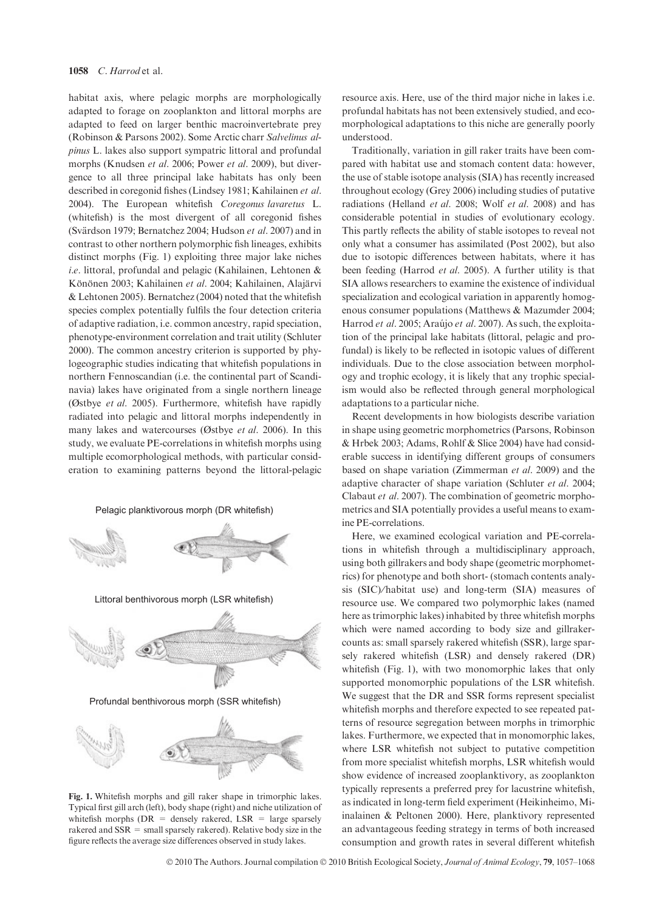habitat axis, where pelagic morphs are morphologically adapted to forage on zooplankton and littoral morphs are adapted to feed on larger benthic macroinvertebrate prey (Robinson & Parsons 2002). Some Arctic charr *Salvelinus alpinus* L. lakes also support sympatric littoral and profundal morphs (Knudsen *et al*. 2006; Power *et al*. 2009), but divergence to all three principal lake habitats has only been described in coregonid fishes (Lindsey 1981; Kahilainen *et al*. 2004). The European whitefish *Coregonus lavaretus* L. (whitefish) is the most divergent of all coregonid fishes (Svärdson 1979; Bernatchez 2004; Hudson *et al*. 2007) and in contrast to other northern polymorphic fish lineages, exhibits distinct morphs (Fig. 1) exploiting three major lake niches *i.e*. littoral, profundal and pelagic (Kahilainen, Lehtonen & Könönen 2003; Kahilainen *et al*. 2004; Kahilainen, Alajärvi & Lehtonen 2005). Bernatchez (2004) noted that the whitefish species complex potentially fulfils the four detection criteria of adaptive radiation, i.e. common ancestry, rapid speciation, phenotype-environment correlation and trait utility (Schluter 2000). The common ancestry criterion is supported by phylogeographic studies indicating that whitefish populations in northern Fennoscandian (i.e. the continental part of Scandinavia) lakes have originated from a single northern lineage (Østbye *et al*. 2005). Furthermore, whitefish have rapidly radiated into pelagic and littoral morphs independently in many lakes and watercourses (Østbye *et al*. 2006). In this study, we evaluate PE-correlations in whitefish morphs using multiple ecomorphological methods, with particular consideration to examining patterns beyond the littoral-pelagic resource axis. Here, use of the third major niche in lakes i.e. profundal habitats has not been extensively studied, and ecomorphological adaptations to this niche are generally poorly understood.

Traditionally, variation in gill raker traits have been compared with habitat use and stomach content data: however, the use of stable isotope analysis (SIA) has recently increased throughout ecology (Grey 2006) including studies of putative radiations (Helland *et al*. 2008; Wolf *et al*. 2008) and has considerable potential in studies of evolutionary ecology. This partly reflects the ability of stable isotopes to reveal not only what a consumer has assimilated (Post 2002), but also due to isotopic differences between habitats, where it has been feeding (Harrod *et al*. 2005). A further utility is that SIA allows researchers to examine the existence of individual specialization and ecological variation in apparently homogenous consumer populations (Matthews & Mazumder 2004; Harrod *et al*. 2005; Araújo *et al*. 2007). As such, the exploitation of the principal lake habitats (littoral, pelagic and profundal) is likely to be reflected in isotopic values of different individuals. Due to the close association between morphology and trophic ecology, it is likely that any trophic specialism would also be reflected through general morphological adaptations to a particular niche.

Recent developments in how biologists describe variation in shape using geometric morphometrics (Parsons, Robinson & Hrbek 2003; Adams, Rohlf & Slice 2004) have had considerable success in identifying different groups of consumers based on shape variation (Zimmerman *et al*. 2009) and the adaptive character of shape variation (Schluter *et al*. 2004; Clabaut *et al*. 2007). The combination of geometric morphometrics and SIA potentially provides a useful means to examine PE-correlations.

Here, we examined ecological variation and PE-correlations in whitefish through a multidisciplinary approach, using both gillrakers and body shape (geometric morphometrics) for phenotype and both short- (stomach contents analysis (SIC)/habitat use) and long-term (SIA) measures of resource use. We compared two polymorphic lakes (named here as trimorphic lakes) inhabited by three whitefish morphs which were named according to body size and gillraker-counts as: small sparsely rakered whitefish (SSR), large sparsely rakered whitefish (LSR) and densely rakered (DR) whitefish (Fig. 1), with two monomorphic lakes that only supported monomorphic populations of the LSR whitefish. We suggest that the DR and SSR forms represent specialist whitefish morphs and therefore expected to see repeated patterns of resource segregation between morphs in trimorphic lakes. Furthermore, we expected that in monomorphic lakes, where LSR whitefish not subject to putative competition from more specialist whitefish morphs, LSR whitefish would show evidence of increased zooplanktivory, as zooplankton typically represents a preferred prey for lacustrine whitefish, as indicated in long-term field experiment (Heikinheimo, Miinalainen & Peltonen 2000). Here, planktivory represented an advantageous feeding strategy in terms of both increased consumption and growth rates in several different whitefish

Pelagic planktivorous morph (DR whitefish)

Littoral benthivorous morph (LSR whitefish)

Profundal benthivorous morph (SSR whitefish)

**Fig. 1.** Whitefish morphs and gill raker shape in trimorphic lakes. Typical first gill arch (left), body shape (right) and niche utilization of whitefish morphs (DR = densely rakered, LSR = large sparsely rakered and SSR = small sparsely rakered). Relative body size in the figure reflects the average size differences observed in study lakes.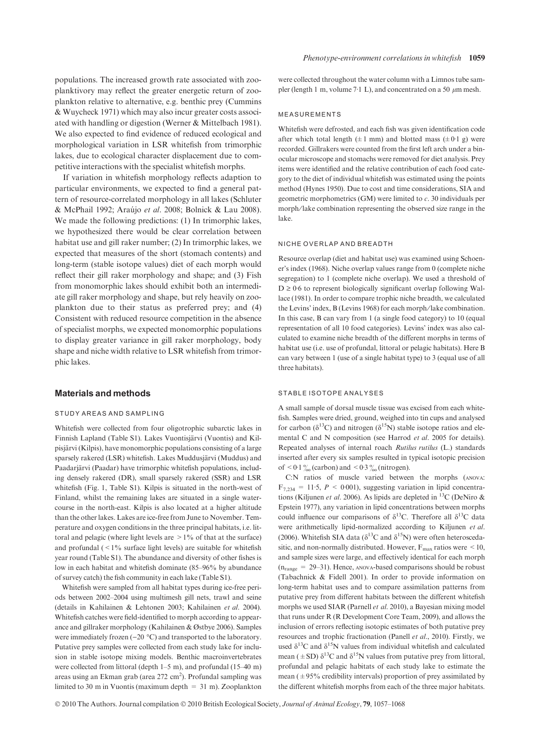populations. The increased growth rate associated with zooplanktivory may reflect the greater energetic return of zooplankton relative to alternative, e.g. benthic prey (Cummins & Wuycheck 1971) which may also incur greater costs associated with handling or digestion (Werner & Mittelbach 1981). We also expected to find evidence of reduced ecological and morphological variation in LSR whitefish from trimorphic lakes, due to ecological character displacement due to competitive interactions with the specialist whitefish morphs.

If variation in whitefish morphology reflects adaption to particular environments, we expected to find a general pattern of resource-correlated morphology in all lakes (Schluter & McPhail 1992; Araújo *et al.* 2008; Bolnick & Lau 2008). We made the following predictions: (1) In trimorphic lakes, we hypothesized there would be clear correlation between habitat use and gill raker number; (2) In trimorphic lakes, we expected that measures of the short (stomach contents) and long-term (stable isotope values) diet of each morph would reflect their gill raker morphology and shape; and (3) Fish from monomorphic lakes should exhibit both an intermediate gill raker morphology and shape, but rely heavily on zooplankton due to their status as preferred prey; and (4) Consistent with reduced resource competition in the absence of specialist morphs, we expected monomorphic populations to display greater variance in gill raker morphology, body shape and niche width relative to LSR whitefish from trimorphic lakes.

## Materials and methods

### STUDY AREAS AND SAMPLING

Whitefish were collected from four oligotrophic subarctic lakes in Finnish Lapland (Table S1). Lakes Vuontisjärvi (Vuontis) and Kilpisjärvi (Kilpis), have monomorphic populations consisting of a large sparsely rakered (LSR) whitefish. Lakes Muddusjärvi (Muddus) and Paadarjärvi (Paadar) have trimorphic whitefish populations, including densely rakered (DR), small sparsely rakered (SSR) and LSR whitefish (Fig. 1, Table S1). Kilpis is situated in the north-west of Finland, whilst the remaining lakes are situated in a single watercourse in the north-east. Kilpis is also located at a higher altitude than the other lakes. Lakes are ice-free from June to November. Temperature and oxygen conditions in the three principal habitats, i.e. littoral and pelagic (where light levels are > 1% of that at the surface) and profundal (< 1% surface light levels) are suitable for whitefish year round (Table S1). The abundance and diversity of other fishes is low in each habitat and whitefish dominate (85–96% by abundance of survey catch) the fish community in each lake (Table S1).

Whitefish were sampled from all habitat types during ice-free periods between 2002–2004 using multimesh gill nets, trawl and seine (details in Kahilainen & Lehtonen 2003; Kahilainen *et al.* 2004). Whitefish catches were field-identified to morph according to appearance and gillraker morphology (Kahilainen & Østbye 2006). Samples were immediately frozen (−20 °C) and transported to the laboratory. Putative prey samples were collected from each study lake for inclusion in stable isotope mixing models. Benthic macroinvertebrates were collected from littoral (depth 1–5 m), and profundal (15–40 m) areas using an Ekman grab (area 272 cm$^2$). Profundal sampling was limited to 30 m in Vuontis (maximum depth = 31 m). Zooplankton were collected throughout the water column with a Limnos tube sampler (length 1 m, volume 7·1 L), and concentrated on a 50 $\mu$m mesh.

### MEASUREMENTS

Whitefish were defrosted, and each fish was given identification code after which total length (± 1 mm) and blotted mass (± 0·1 g) were recorded. Gillrakers were counted from the first left arch under a binocular microscope and stomachs were removed for diet analysis. Prey items were identified and the relative contribution of each food category to the diet of individual whitefish was estimated using the points method (Hynes 1950). Due to cost and time considerations, SIA and geometric morphometrics (GM) were limited to *c.* 30 individuals per morph/lake combination representing the observed size range in the lake.

### NICHE OVERLAP AND BREADTH

Resource overlap (diet and habitat use) was examined using Schoener's index (1968). Niche overlap values range from 0 (complete niche segregation) to 1 (complete niche overlap). We used a threshold of $D \geq 0{\cdot}6$ to represent biologically significant overlap following Wallace (1981). In order to compare trophic niche breadth, we calculated the Levins' index, B (Levins 1968) for each morph/lake combination. In this case, B can vary from 1 (a single food category) to 10 (equal representation of all 10 food categories). Levins' index was also calculated to examine niche breadth of the different morphs in terms of habitat use (i.e. use of profundal, littoral or pelagic habitats). Here B can vary between 1 (use of a single habitat type) to 3 (equal use of all three habitats).

### STABLE ISOTOPE ANALYSES

A small sample of dorsal muscle tissue was excised from each whitefish. Samples were dried, ground, weighed into tin cups and analysed for carbon ($\delta^{13}C$) and nitrogen ($\delta^{15}N$) stable isotope ratios and elemental C and N composition (see Harrod *et al.* 2005 for details). Repeated analyses of internal roach *Rutilus rutilus* (L.) standards inserted after every six samples resulted in typical isotopic precision of < 0·1 ‰ (carbon) and < 0·3 ‰ (nitrogen).

C:N ratios of muscle varied between the morphs (ANOVA: $F_{7,234} = 11{\cdot}5$, $P < 0{\cdot}001$), suggesting variation in lipid concentrations (Kiljunen *et al.* 2006). As lipids are depleted in $^{13}C$ (DeNiro & Epstein 1977), any variation in lipid concentrations between morphs could influence our comparisons of $\delta^{13}C$. Therefore all $\delta^{13}C$ data were arithmetically lipid-normalized according to Kiljunen *et al.* (2006). Whitefish SIA data ($\delta^{13}C$ and $\delta^{15}N$) were often heteroscedasitic, and non-normally distributed. However, $F_{max}$ ratios were < 10, and sample sizes were large, and effectively identical for each morph ($n_{range}$ = 29–31). Hence, ANOVA-based comparisons should be robust (Tabachnick & Fidell 2001). In order to provide information on long-term habitat uses and to compare assimilation patterns from putative prey from different habitats between the different whitefish morphs we used SIAR (Parnell *et al.* 2010), a Bayesian mixing model that runs under R (R Development Core Team, 2009), and allows the inclusion of errors reflecting isotopic estimates of both putative prey resources and trophic fractionation (Panell *et al.*, 2010). Firstly, we used $\delta^{13}C$ and $\delta^{15}N$ values from individual whitefish and calculated mean (± SD) $\delta^{13}C$ and $\delta^{15}N$ values from putative prey from littoral, profundal and pelagic habitats of each study lake to estimate the mean (± 95% credibility intervals) proportion of prey assimilated by the different whitefish morphs from each of the three major habitats.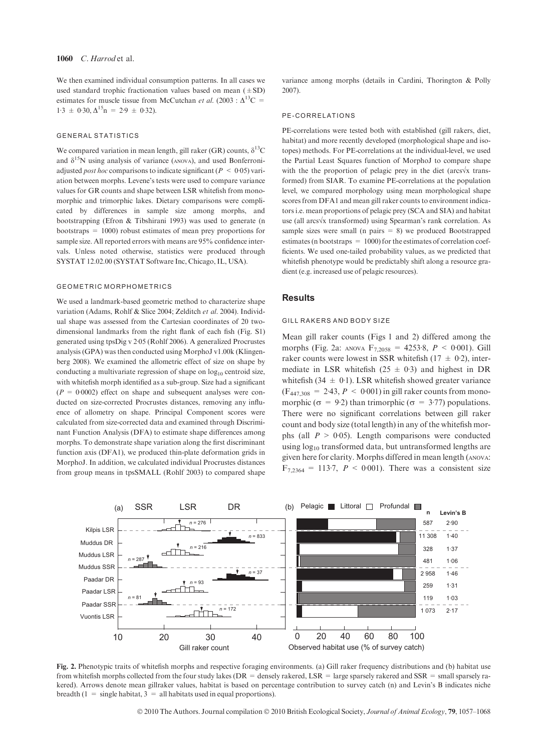We then examined individual consumption patterns. In all cases we used standard trophic fractionation values based on mean (±SD) estimates for muscle tissue from McCutchan *et al.* (2003 : $\Delta^{13}C = 1{\cdot}3 \pm 0{\cdot}30, \Delta^{15}n = 2{\cdot}9 \pm 0{\cdot}32$).

### GENERAL STATISTICS

We compared variation in mean length, gill raker (GR) counts, $\delta^{13}C$ and $\delta^{15}N$ using analysis of variance (ANOVA), and used Bonferroni-adjusted *post hoc* comparisons to indicate significant ($P < 0{\cdot}05$) variation between morphs. Levene's tests were used to compare variance values for GR counts and shape between LSR whitefish from monomorphic and trimorphic lakes. Dietary comparisons were complicated by differences in sample size among morphs, and bootstrapping (Efron & Tibshirani 1993) was used to generate (n bootstraps = 1000) robust estimates of mean prey proportions for sample size. All reported errors with means are 95% confidence intervals. Unless noted otherwise, statistics were produced through SYSTAT 12.02.00 (SYSTAT Software Inc, Chicago, IL, USA).

### GEOMETRIC MORPHOMETRICS

We used a landmark-based geometric method to characterize shape variation (Adams, Rohlf & Slice 2004; Zelditch *et al.* 2004). Individual shape was assessed from the Cartesian coordinates of 20 two-dimensional landmarks from the right flank of each fish (Fig. S1) generated using tpsDig v 2·05 (Rohlf 2006). A generalized Procrustes analysis (GPA) was then conducted using MorphoJ v1.00k (Klingenberg 2008). We examined the allometric effect of size on shape by conducting a multivariate regression of shape on $\log_{10}$ centroid size, with whitefish morph identified as a sub-group. Size had a significant ($P = 0{\cdot}0002$) effect on shape and subsequent analyses were conducted on size-corrected Procrustes distances, removing any influence of allometry on shape. Principal Component scores were calculated from size-corrected data and examined through Discriminant Function Analysis (DFA) to estimate shape differences among morphs. To demonstrate shape variation along the first discriminant function axis (DFA1), we produced thin-plate deformation grids in MorphoJ. In addition, we calculated individual Procrustes distances from group means in tpsSMALL (Rohlf 2003) to compared shape variance among morphs (details in Cardini, Thorington & Polly 2007).

### PE-CORRELATIONS

PE-correlations were tested both with established (gill rakers, diet, habitat) and more recently developed (morphological shape and isotopes) methods. For PE-correlations at the individual-level, we used the Partial Least Squares function of MorphoJ to compare shape with the the proportion of pelagic prey in the diet (arcs√x transformed) from SIAR. To examine PE-correlations at the population level, we compared morphology using mean morphological shape scores from DFA1 and mean gill raker counts to environment indicators i.e. mean proportions of pelagic prey (SCA and SIA) and habitat use (all arcs√x transformed) using Spearman's rank correlation. As sample sizes were small (n pairs = 8) we produced Bootstrapped estimates (n bootstraps = 1000) for the estimates of correlation coefficients. We used one-tailed probability values, as we predicted that whitefish phenotype would be predictably shift along a resource gradient (e.g. increased use of pelagic resources).

## Results

### GILL RAKERS AND BODY SIZE

Mean gill raker counts (Figs 1 and 2) differed among the morphs (Fig. 2a: ANOVA $F_{7,2058} = 4253{\cdot}8$, $P < 0{\cdot}001$). Gill raker counts were lowest in SSR whitefish ($17 \pm 0{\cdot}2$), intermediate in LSR whitefish ($25 \pm 0{\cdot}3$) and highest in DR whitefish ($34 \pm 0{\cdot}1$). LSR whitefish showed greater variance ($F_{447,308} = 2{\cdot}43$, $P < 0{\cdot}001$) in gill raker counts from monomorphic ($\sigma = 9{\cdot}2$) than trimorphic ($\sigma = 3{\cdot}77$) populations. There were no significant correlations between gill raker count and body size (total length) in any of the whitefish morphs (all $P > 0{\cdot}05$). Length comparisons were conducted using $\log_{10}$ transformed data, but untransformed lengths are given here for clarity. Morphs differed in mean length (ANOVA: $F_{7,2364} = 113{\cdot}7$, $P < 0{\cdot}001$). There was a consistent size

**Fig. 2.** Phenotypic traits of whitefish morphs and respective foraging environments. (a) Gill raker frequency distributions and (b) habitat use from whitefish morphs collected from the four study lakes (DR = densely rakered, LSR = large sparsely rakered and SSR = small sparsely rakered). Arrows denote mean gillraker values, habitat is based on percentage contribution to survey catch (n) and Levin's B indicates niche breadth (1 = single habitat, 3 = all habitats used in equal proportions).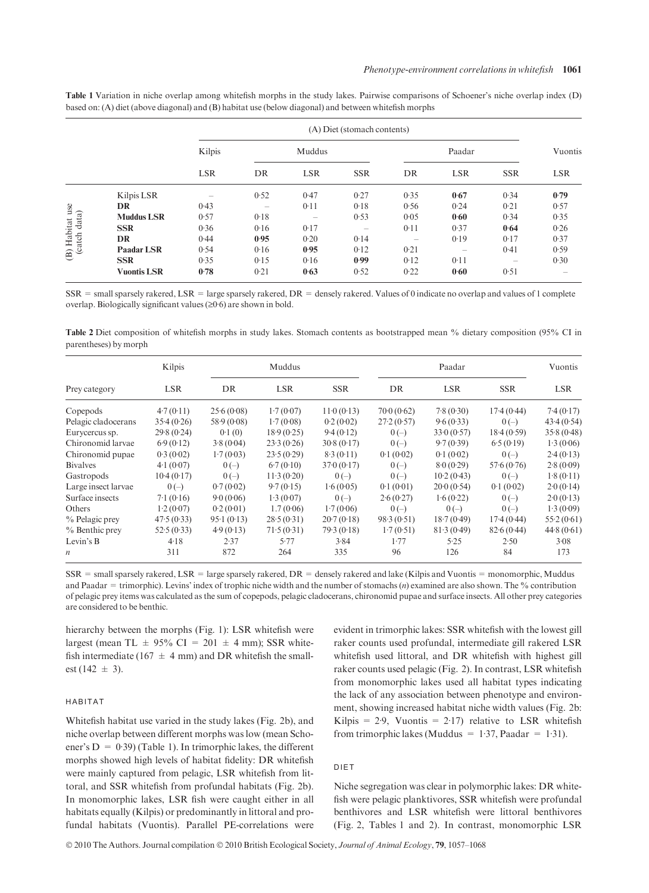**Table 1** Variation in niche overlap among whitefish morphs in the study lakes. Pairwise comparisons of Schoener's niche overlap index (D) based on: (A) diet (above diagonal) and (B) habitat use (below diagonal) and between whitefish morphs

| | | (A) Diet (stomach contents) | | | | | | | |
|---|---|---|---|---|---|---|---|---|---|
| | | Kilpis | Muddus | | | Paadar | | | Vuontis |
| | | LSR | DR | LSR | SSR | DR | LSR | SSR | LSR |
| (B) Habitat use (catch data) | Kilpis LSR | – | 0·52 | 0·47 | 0·27 | 0·35 | **0·67** | 0·34 | **0·79** |
| | **DR** | 0·43 | – | 0·11 | 0·18 | 0·56 | 0·24 | 0·21 | 0·57 |
| | **Muddus LSR** | 0·57 | 0·18 | – | 0·53 | 0·05 | **0·60** | 0·34 | 0·35 |
| | **SSR** | 0·36 | 0·16 | 0·17 | – | 0·11 | 0·37 | **0·64** | 0·26 |
| | **DR** | 0·44 | **0·95** | 0·20 | 0·14 | – | 0·19 | 0·17 | 0·37 |
| | **Paadar LSR** | 0·54 | 0·16 | **0·95** | 0·12 | 0·21 | – | 0·41 | 0·59 |
| | **SSR** | 0·35 | 0·15 | 0·16 | **0·99** | 0·12 | 0·11 | – | 0·30 |
| | **Vuontis LSR** | **0·78** | 0·21 | **0·63** | 0·52 | 0·22 | **0·60** | 0·51 | – |

SSR = small sparsely rakered, LSR = large sparsely rakered, DR = densely rakered. Values of 0 indicate no overlap and values of 1 complete overlap. Biologically significant values (≥0·6) are shown in bold.

**Table 2** Diet composition of whitefish morphs in study lakes. Stomach contents as bootstrapped mean % dietary composition (95% CI in parentheses) by morph

| | Kilpis | Muddus | | | Paadar | | | Vuontis |
|---|---|---|---|---|---|---|---|---|
| Prey category | LSR | DR | LSR | SSR | DR | LSR | SSR | LSR |
| Copepods | 4·7 (0·11) | 25·6 (0·08) | 1·7 (0·07) | 11·0 (0·13) | 70·0 (0·62) | 7·8 (0·30) | 17·4 (0·44) | 7·4 (0·17) |
| Pelagic cladocerans | 35·4 (0·26) | 58·9 (0·08) | 1·7 (0·08) | 0·2 (0·02) | 27·2 (0·57) | 9·6 (0·33) | 0 (–) | 43·4 (0·54) |
| Eurycercus sp. | 29·8 (0·24) | 0·1 (0) | 18·9 (0·25) | 9·4 (0·12) | 0 (–) | 33·0 (0·57) | 18·4 (0·59) | 35·8 (0·48) |
| Chironomid larvae | 6·9 (0·12) | 3·8 (0·04) | 23·3 (0·26) | 30·8 (0·17) | 0 (–) | 9·7 (0·39) | 6·5 (0·19) | 1·3 (0·06) |
| Chironomid pupae | 0·3 (0·02) | 1·7 (0·03) | 23·5 (0·29) | 8·3 (0·11) | 0·1 (0·02) | 0·1 (0·02) | 0 (–) | 2·4 (0·13) |
| Bivalves | 4·1 (0·07) | 0 (–) | 6·7 (0·10) | 37·0 (0·17) | 0 (–) | 8·0 (0·29) | 57·6 (0·76) | 2·8 (0·09) |
| Gastropods | 10·4 (0·17) | 0 (–) | 11·3 (0·20) | 0 (–) | 0 (–) | 10·2 (0·43) | 0 (–) | 1·8 (0·11) |
| Large insect larvae | 0 (–) | 0·7 (0·02) | 9·7 (0·15) | 1·6 (0·05) | 0·1 (0·01) | 20·0 (0·54) | 0·1 (0·02) | 2·0 (0·14) |
| Surface insects | 7·1 (0·16) | 9·0 (0·06) | 1·3 (0·07) | 0 (–) | 2·6 (0·27) | 1·6 (0·22) | 0 (–) | 2·0 (0·13) |
| Others | 1·2 (0·07) | 0·2 (0·01) | 1.7 (0·06) | 1·7 (0·06) | 0 (–) | 0 (–) | 0 (–) | 1·3 (0·09) |
| % Pelagic prey | 47·5 (0·33) | 95·1 (0·13) | 28·5 (0·31) | 20·7 (0·18) | 98·3 (0·51) | 18·7 (0·49) | 17·4 (0·44) | 55·2 (0·61) |
| % Benthic prey | 52·5 (0·33) | 4·9 (0·13) | 71·5 (0·31) | 79·3 (0·18) | 1·7 (0·51) | 81·3 (0·49) | 82·6 (0·44) | 44·8 (0·61) |
| Levin's B | 4·18 | 2·37 | 5·77 | 3·84 | 1·77 | 5·25 | 2·50 | 3·08 |
| $n$ | 311 | 872 | 264 | 335 | 96 | 126 | 84 | 173 |

SSR = small sparsely rakered, LSR = large sparsely rakered, DR = densely rakered and lake (Kilpis and Vuontis = monomorphic, Muddus and Paadar = trimorphic). Levins' index of trophic niche width and the number of stomachs ($n$) examined are also shown. The % contribution of pelagic prey items was calculated as the sum of copepods, pelagic cladocerans, chironomid pupae and surface insects. All other prey categories are considered to be benthic.

hierarchy between the morphs (Fig. 1): LSR whitefish were largest (mean TL ± 95% CI = 201 ± 4 mm); SSR whitefish intermediate (167 ± 4 mm) and DR whitefish the smallest (142 ± 3).

#### HABITAT

Whitefish habitat use varied in the study lakes (Fig. 2b), and niche overlap between different morphs was low (mean Schoener's D = 0·39) (Table 1). In trimorphic lakes, the different morphs showed high levels of habitat fidelity: DR whitefish were mainly captured from pelagic, LSR whitefish from littoral, and SSR whitefish from profundal habitats (Fig. 2b). In monomorphic lakes, LSR fish were caught either in all habitats equally (Kilpis) or predominantly in littoral and profundal habitats (Vuontis). Parallel PE-correlations were evident in trimorphic lakes: SSR whitefish with the lowest gill raker counts used profundal, intermediate gill rakered LSR whitefish used littoral, and DR whitefish with highest gill raker counts used pelagic (Fig. 2). In contrast, LSR whitefish from monomorphic lakes used all habitat types indicating the lack of any association between phenotype and environment, showing increased habitat niche width values (Fig. 2b: Kilpis = 2·9, Vuontis = 2·17) relative to LSR whitefish from trimorphic lakes (Muddus = 1·37, Paadar = 1·31).

#### DIET

Niche segregation was clear in polymorphic lakes: DR whitefish were pelagic planktivores, SSR whitefish were profundal benthivores and LSR whitefish were littoral benthivores (Fig. 2, Tables 1 and 2). In contrast, monomorphic LSR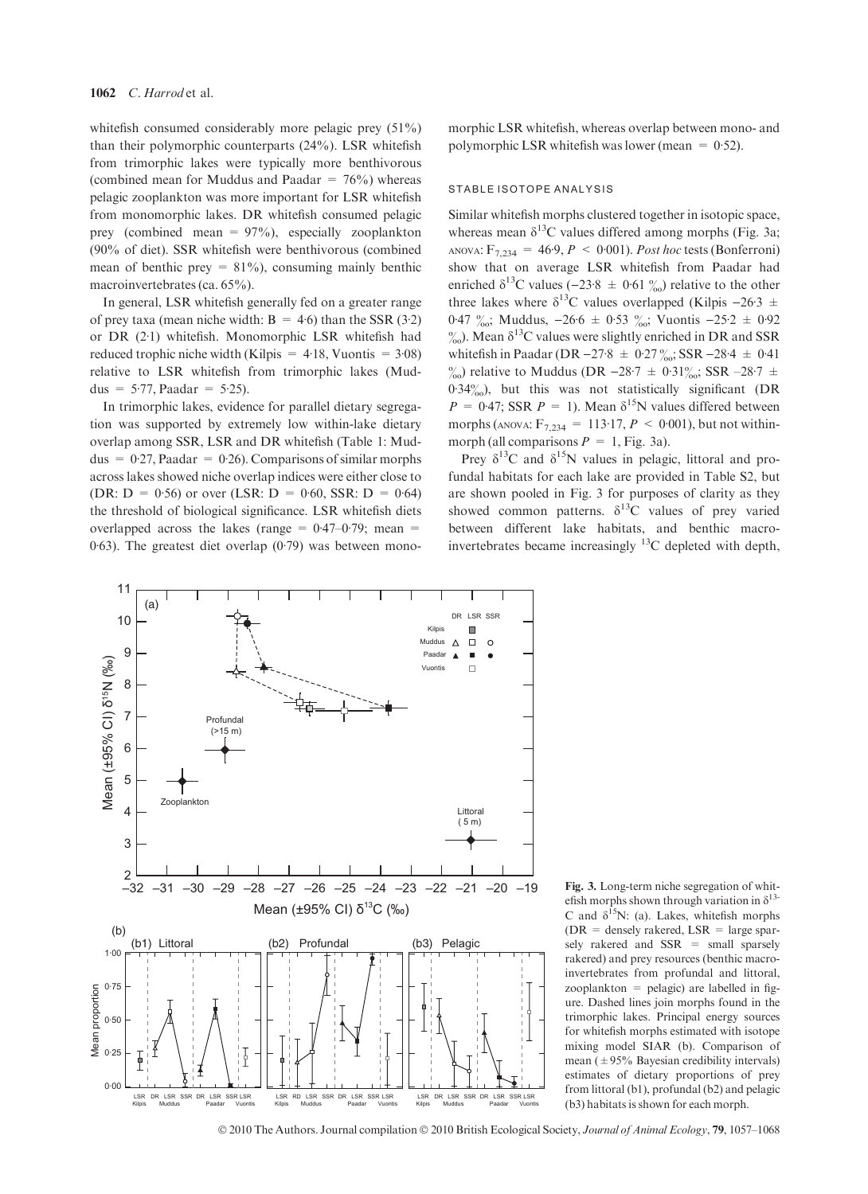whitefish consumed considerably more pelagic prey (51%) than their polymorphic counterparts (24%). LSR whitefish from trimorphic lakes were typically more benthivorous (combined mean for Muddus and Paadar = 76%) whereas pelagic zooplankton was more important for LSR whitefish from monomorphic lakes. DR whitefish consumed pelagic prey (combined mean = 97%), especially zooplankton (90% of diet). SSR whitefish were benthivorous (combined mean of benthic prey = 81%), consuming mainly benthic macroinvertebrates (ca. 65%).

In general, LSR whitefish generally fed on a greater range of prey taxa (mean niche width: B = 4·6) than the SSR (3·2) or DR (2·1) whitefish. Monomorphic LSR whitefish had reduced trophic niche width (Kilpis = 4·18, Vuontis = 3·08) relative to LSR whitefish from trimorphic lakes (Muddus = 5·77, Paadar = 5·25).

In trimorphic lakes, evidence for parallel dietary segregation was supported by extremely low within-lake dietary overlap among SSR, LSR and DR whitefish (Table 1: Muddus = 0·27, Paadar = 0·26). Comparisons of similar morphs across lakes showed niche overlap indices were either close to (DR: D = 0·56) or over (LSR: D = 0·60, SSR: D = 0·64) the threshold of biological significance. LSR whitefish diets overlapped across the lakes (range = 0·47–0·79; mean = 0·63). The greatest diet overlap (0·79) was between monomorphic LSR whitefish, whereas overlap between mono- and polymorphic LSR whitefish was lower (mean = 0·52).

### STABLE ISOTOPE ANALYSIS

Similar whitefish morphs clustered together in isotopic space, whereas mean $\delta^{13}$C values differed among morphs (Fig. 3a; ANOVA: $F_{7,234} = 46·9$, $P < 0·001$). *Post hoc* tests (Bonferroni) show that on average LSR whitefish from Paadar had enriched $\delta^{13}$C values (−23·8 ± 0·61 ‰) relative to the other three lakes where $\delta^{13}$C values overlapped (Kilpis −26·3 ± 0·47 ‰; Muddus, −26·6 ± 0·53 ‰; Vuontis −25·2 ± 0·92 ‰). Mean $\delta^{13}$C values were slightly enriched in DR and SSR whitefish in Paadar (DR −27·8 ± 0·27 ‰; SSR −28·4 ± 0·41 ‰) relative to Muddus (DR −28·7 ± 0·31‰; SSR −28·7 ± 0·34‰), but this was not statistically significant (DR $P = 0·47$; SSR $P = 1$). Mean $\delta^{15}$N values differed between morphs (ANOVA: $F_{7,234} = 113·17$, $P < 0·001$), but not within-morph (all comparisons $P = 1$, Fig. 3a).

Prey $\delta^{13}$C and $\delta^{15}$N values in pelagic, littoral and profundal habitats for each lake are provided in Table S2, but are shown pooled in Fig. 3 for purposes of clarity as they showed common patterns. $\delta^{13}$C values of prey varied between different lake habitats, and benthic macroinvertebrates became increasingly $^{13}$C depleted with depth,

**Fig. 3.** Long-term niche segregation of whitefish morphs shown through variation in $\delta^{13}$C and $\delta^{15}$N: (a). Lakes, whitefish morphs (DR = densely rakered, LSR = large sparsely rakered and SSR = small sparsely rakered) and prey resources (benthic macroinvertebrates from profundal and littoral, zooplankton = pelagic) are labelled in figure. Dashed lines join morphs found in the trimorphic lakes. Principal energy sources for whitefish morphs estimated with isotope mixing model SIAR (b). Comparison of mean (± 95% Bayesian credibility intervals) estimates of dietary proportions of prey from littoral (b1), profundal (b2) and pelagic (b3) habitats is shown for each morph.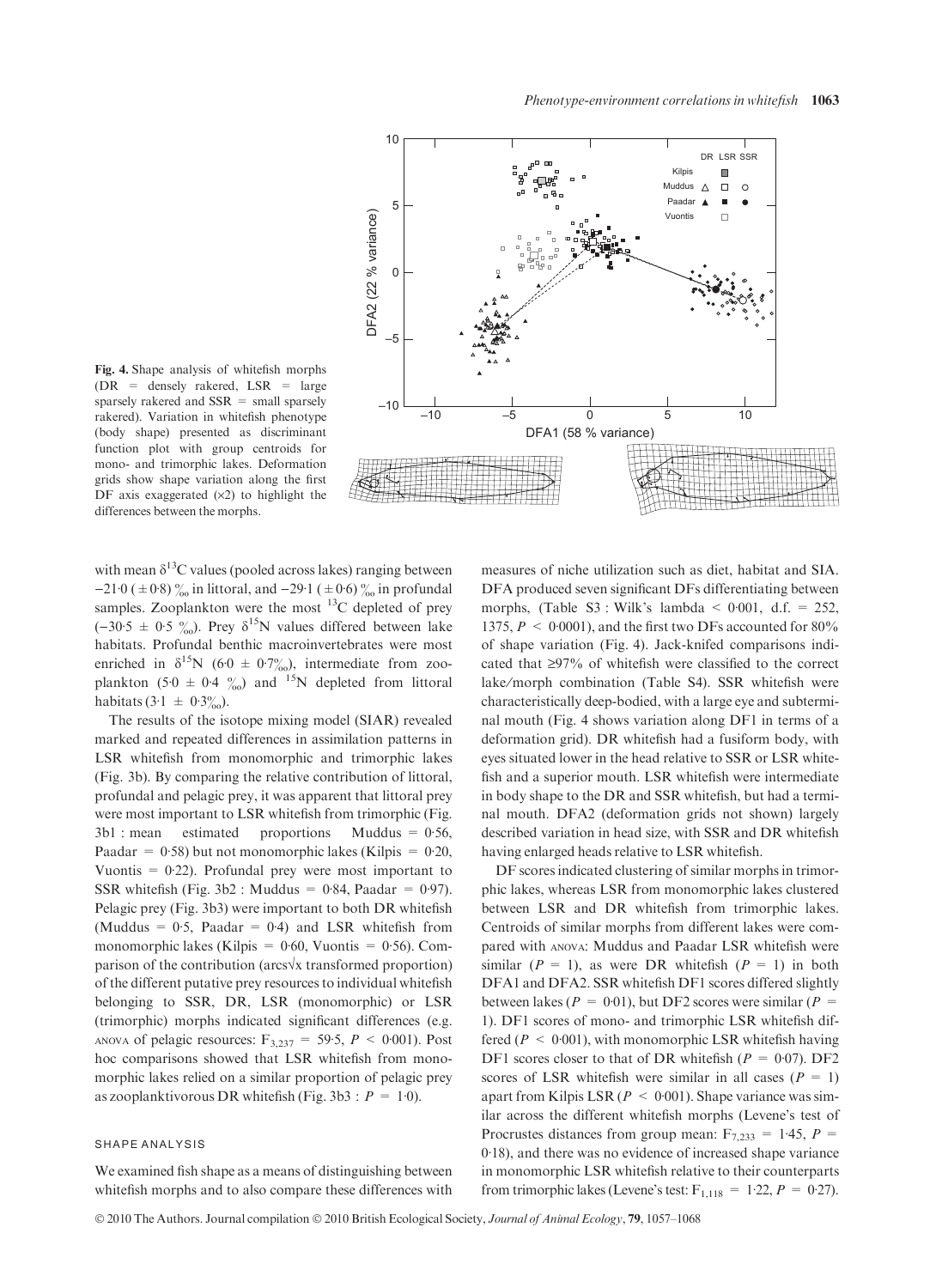Fig. 4. Shape analysis of whitefish morphs (DR = densely rakered, LSR = large sparsely rakered and SSR = small sparsely rakered). Variation in whitefish phenotype (body shape) presented as discriminant function plot with group centroids for mono- and trimorphic lakes. Deformation grids show shape variation along the first DF axis exaggerated (×2) to highlight the differences between the morphs.

with mean $\delta^{13}C$ values (pooled across lakes) ranging between −21·0 (±0·8) ‰ in littoral, and −29·1 (±0·6) ‰ in profundal samples. Zooplankton were the most $^{13}C$ depleted of prey (−30·5 ± 0·5 ‰). Prey $\delta^{15}N$ values differed between lake habitats. Profundal benthic macroinvertebrates were most enriched in $\delta^{15}N$ (6·0 ± 0·7‰), intermediate from zooplankton (5·0 ± 0·4 ‰) and $^{15}N$ depleted from littoral habitats (3·1 ± 0·3‰).

The results of the isotope mixing model (SIAR) revealed marked and repeated differences in assimilation patterns in LSR whitefish from monomorphic and trimorphic lakes (Fig. 3b). By comparing the relative contribution of littoral, profundal and pelagic prey, it was apparent that littoral prey were most important to LSR whitefish from trimorphic (Fig. 3b1 : mean estimated proportions Muddus = 0·56, Paadar = 0·58) but not monomorphic lakes (Kilpis = 0·20, Vuontis = 0·22). Profundal prey were most important to SSR whitefish (Fig. 3b2 : Muddus = 0·84, Paadar = 0·97). Pelagic prey (Fig. 3b3) were important to both DR whitefish (Muddus = 0·5, Paadar = 0·4) and LSR whitefish from monomorphic lakes (Kilpis = 0·60, Vuontis = 0·56). Comparison of the contribution (arcs$\sqrt{x}$ transformed proportion) of the different putative prey resources to individual whitefish belonging to SSR, DR, LSR (monomorphic) or LSR (trimorphic) morphs indicated significant differences (e.g. ANOVA of pelagic resources: $F_{3,237} = 59{\cdot}5$, $P < 0{\cdot}001$). Post hoc comparisons showed that LSR whitefish from monomorphic lakes relied on a similar proportion of pelagic prey as zooplanktivorous DR whitefish (Fig. 3b3 : $P = 1{\cdot}0$).

### SHAPE ANALYSIS

We examined fish shape as a means of distinguishing between whitefish morphs and to also compare these differences with measures of niche utilization such as diet, habitat and SIA. DFA produced seven significant DFs differentiating between morphs, (Table S3 : Wilk's lambda < 0·001, d.f. = 252, 1375, $P < 0{\cdot}0001$), and the first two DFs accounted for 80% of shape variation (Fig. 4). Jack-knifed comparisons indicated that ≥97% of whitefish were classified to the correct lake/morph combination (Table S4). SSR whitefish were characteristically deep-bodied, with a large eye and subterminal mouth (Fig. 4 shows variation along DF1 in terms of a deformation grid). DR whitefish had a fusiform body, with eyes situated lower in the head relative to SSR or LSR whitefish and a superior mouth. LSR whitefish were intermediate in body shape to the DR and SSR whitefish, but had a terminal mouth. DFA2 (deformation grids not shown) largely described variation in head size, with SSR and DR whitefish having enlarged heads relative to LSR whitefish.

DF scores indicated clustering of similar morphs in trimorphic lakes, whereas LSR from monomorphic lakes clustered between LSR and DR whitefish from trimorphic lakes. Centroids of similar morphs from different lakes were compared with ANOVA: Muddus and Paadar LSR whitefish were similar ($P = 1$), as were DR whitefish ($P = 1$) in both DFA1 and DFA2. SSR whitefish DF1 scores differed slightly between lakes ($P = 0{\cdot}01$), but DF2 scores were similar ($P = 1$). DF1 scores of mono- and trimorphic LSR whitefish differed ($P < 0{\cdot}001$), with monomorphic LSR whitefish having DF1 scores closer to that of DR whitefish ($P = 0{\cdot}07$). DF2 scores of LSR whitefish were similar in all cases ($P = 1$) apart from Kilpis LSR ($P < 0{\cdot}001$). Shape variance was similar across the different whitefish morphs (Levene's test of Procrustes distances from group mean: $F_{7,233} = 1{\cdot}45$, $P = 0{\cdot}18$), and there was no evidence of increased shape variance in monomorphic LSR whitefish relative to their counterparts from trimorphic lakes (Levene's test: $F_{1,118} = 1{\cdot}22$, $P = 0{\cdot}27$).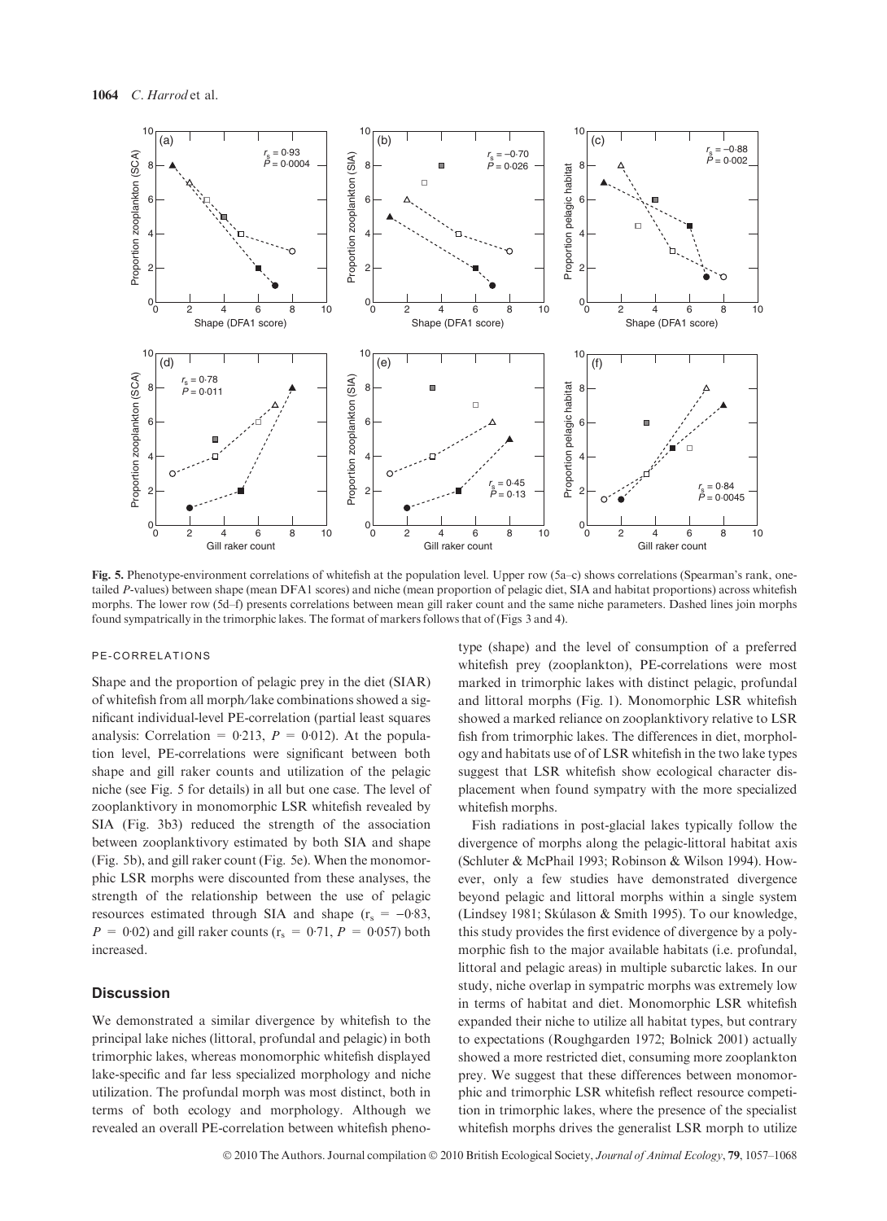**Fig. 5.** Phenotype-environment correlations of whitefish at the population level. Upper row (5a–c) shows correlations (Spearman's rank, one-tailed *P*-values) between shape (mean DFA1 scores) and niche (mean proportion of pelagic diet, SIA and habitat proportions) across whitefish morphs. The lower row (5d–f) presents correlations between mean gill raker count and the same niche parameters. Dashed lines join morphs found sympatrically in the trimorphic lakes. The format of markers follows that of (Figs 3 and 4).

#### PE-CORRELATIONS

Shape and the proportion of pelagic prey in the diet (SIAR) of whitefish from all morph/lake combinations showed a significant individual-level PE-correlation (partial least squares analysis: Correlation = 0·213, $P = 0·012$). At the population level, PE-correlations were significant between both shape and gill raker counts and utilization of the pelagic niche (see Fig. 5 for details) in all but one case. The level of zooplanktivory in monomorphic LSR whitefish revealed by SIA (Fig. 3b3) reduced the strength of the association between zooplanktivory estimated by both SIA and shape (Fig. 5b), and gill raker count (Fig. 5e). When the monomorphic LSR morphs were discounted from these analyses, the strength of the relationship between the use of pelagic resources estimated through SIA and shape ($r_s = -0·83$, $P = 0·02$) and gill raker counts ($r_s = 0·71$, $P = 0·057$) both increased.

## Discussion

We demonstrated a similar divergence by whitefish to the principal lake niches (littoral, profundal and pelagic) in both trimorphic lakes, whereas monomorphic whitefish displayed lake-specific and far less specialized morphology and niche utilization. The profundal morph was most distinct, both in terms of both ecology and morphology. Although we revealed an overall PE-correlation between whitefish phenotype (shape) and the level of consumption of a preferred whitefish prey (zooplankton), PE-correlations were most marked in trimorphic lakes with distinct pelagic, profundal and littoral morphs (Fig. 1). Monomorphic LSR whitefish showed a marked reliance on zooplanktivory relative to LSR fish from trimorphic lakes. The differences in diet, morphology and habitats use of of LSR whitefish in the two lake types suggest that LSR whitefish show ecological character displacement when found sympatry with the more specialized whitefish morphs.

Fish radiations in post-glacial lakes typically follow the divergence of morphs along the pelagic-littoral habitat axis (Schluter & McPhail 1993; Robinson & Wilson 1994). However, only a few studies have demonstrated divergence beyond pelagic and littoral morphs within a single system (Lindsey 1981; Skúlason & Smith 1995). To our knowledge, this study provides the first evidence of divergence by a polymorphic fish to the major available habitats (i.e. profundal, littoral and pelagic areas) in multiple subarctic lakes. In our study, niche overlap in sympatric morphs was extremely low in terms of habitat and diet. Monomorphic LSR whitefish expanded their niche to utilize all habitat types, but contrary to expectations (Roughgarden 1972; Bolnick 2001) actually showed a more restricted diet, consuming more zooplankton prey. We suggest that these differences between monomorphic and trimorphic LSR whitefish reflect resource competition in trimorphic lakes, where the presence of the specialist whitefish morphs drives the generalist LSR morph to utilize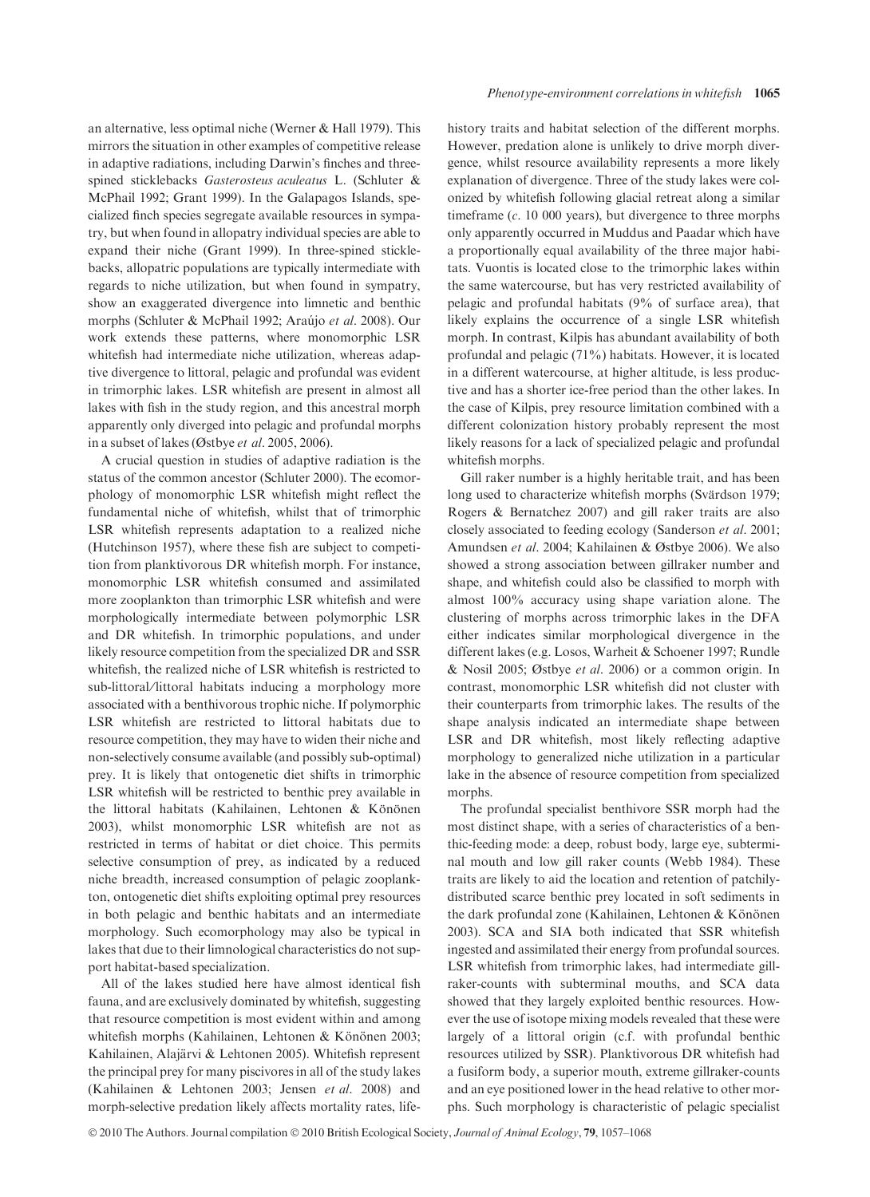an alternative, less optimal niche (Werner & Hall 1979). This mirrors the situation in other examples of competitive release in adaptive radiations, including Darwin's finches and three-spined sticklebacks *Gasterosteus aculeatus* L. (Schluter & McPhail 1992; Grant 1999). In the Galapagos Islands, specialized finch species segregate available resources in sympatry, but when found in allopatry individual species are able to expand their niche (Grant 1999). In three-spined sticklebacks, allopatric populations are typically intermediate with regards to niche utilization, but when found in sympatry, show an exaggerated divergence into limnetic and benthic morphs (Schluter & McPhail 1992; Araújo *et al*. 2008). Our work extends these patterns, where monomorphic LSR whitefish had intermediate niche utilization, whereas adaptive divergence to littoral, pelagic and profundal was evident in trimorphic lakes. LSR whitefish are present in almost all lakes with fish in the study region, and this ancestral morph apparently only diverged into pelagic and profundal morphs in a subset of lakes (Østbye *et al*. 2005, 2006).

A crucial question in studies of adaptive radiation is the status of the common ancestor (Schluter 2000). The ecomorphology of monomorphic LSR whitefish might reflect the fundamental niche of whitefish, whilst that of trimorphic LSR whitefish represents adaptation to a realized niche (Hutchinson 1957), where these fish are subject to competition from planktivorous DR whitefish morph. For instance, monomorphic LSR whitefish consumed and assimilated more zooplankton than trimorphic LSR whitefish and were morphologically intermediate between polymorphic LSR and DR whitefish. In trimorphic populations, and under likely resource competition from the specialized DR and SSR whitefish, the realized niche of LSR whitefish is restricted to sub-littoral/littoral habitats inducing a morphology more associated with a benthivorous trophic niche. If polymorphic LSR whitefish are restricted to littoral habitats due to resource competition, they may have to widen their niche and non-selectively consume available (and possibly sub-optimal) prey. It is likely that ontogenetic diet shifts in trimorphic LSR whitefish will be restricted to benthic prey available in the littoral habitats (Kahilainen, Lehtonen & Könönen 2003), whilst monomorphic LSR whitefish are not as restricted in terms of habitat or diet choice. This permits selective consumption of prey, as indicated by a reduced niche breadth, increased consumption of pelagic zooplankton, ontogenetic diet shifts exploiting optimal prey resources in both pelagic and benthic habitats and an intermediate morphology. Such ecomorphology may also be typical in lakes that due to their limnological characteristics do not support habitat-based specialization.

All of the lakes studied here have almost identical fish fauna, and are exclusively dominated by whitefish, suggesting that resource competition is most evident within and among whitefish morphs (Kahilainen, Lehtonen & Könönen 2003; Kahilainen, Alajärvi & Lehtonen 2005). Whitefish represent the principal prey for many piscivores in all of the study lakes (Kahilainen & Lehtonen 2003; Jensen *et al*. 2008) and morph-selective predation likely affects mortality rates, life-history traits and habitat selection of the different morphs. However, predation alone is unlikely to drive morph divergence, whilst resource availability represents a more likely explanation of divergence. Three of the study lakes were colonized by whitefish following glacial retreat along a similar timeframe (*c*. 10 000 years), but divergence to three morphs only apparently occurred in Muddus and Paadar which have a proportionally equal availability of the three major habitats. Vuontis is located close to the trimorphic lakes within the same watercourse, but has very restricted availability of pelagic and profundal habitats (9% of surface area), that likely explains the occurrence of a single LSR whitefish morph. In contrast, Kilpis has abundant availability of both profundal and pelagic (71%) habitats. However, it is located in a different watercourse, at higher altitude, is less productive and has a shorter ice-free period than the other lakes. In the case of Kilpis, prey resource limitation combined with a different colonization history probably represent the most likely reasons for a lack of specialized pelagic and profundal whitefish morphs.

Gill raker number is a highly heritable trait, and has been long used to characterize whitefish morphs (Svärdson 1979; Rogers & Bernatchez 2007) and gill raker traits are also closely associated to feeding ecology (Sanderson *et al*. 2001; Amundsen *et al*. 2004; Kahilainen & Østbye 2006). We also showed a strong association between gillraker number and shape, and whitefish could also be classified to morph with almost 100% accuracy using shape variation alone. The clustering of morphs across trimorphic lakes in the DFA either indicates similar morphological divergence in the different lakes (e.g. Losos, Warheit & Schoener 1997; Rundle & Nosil 2005; Østbye *et al*. 2006) or a common origin. In contrast, monomorphic LSR whitefish did not cluster with their counterparts from trimorphic lakes. The results of the shape analysis indicated an intermediate shape between LSR and DR whitefish, most likely reflecting adaptive morphology to generalized niche utilization in a particular lake in the absence of resource competition from specialized morphs.

The profundal specialist benthivore SSR morph had the most distinct shape, with a series of characteristics of a benthic-feeding mode: a deep, robust body, large eye, subterminal mouth and low gill raker counts (Webb 1984). These traits are likely to aid the location and retention of patchily-distributed scarce benthic prey located in soft sediments in the dark profundal zone (Kahilainen, Lehtonen & Könönen 2003). SCA and SIA both indicated that SSR whitefish ingested and assimilated their energy from profundal sources. LSR whitefish from trimorphic lakes, had intermediate gill-raker-counts with subterminal mouths, and SCA data showed that they largely exploited benthic resources. However the use of isotope mixing models revealed that these were largely of a littoral origin (c.f. with profundal benthic resources utilized by SSR). Planktivorous DR whitefish had a fusiform body, a superior mouth, extreme gillraker-counts and an eye positioned lower in the head relative to other morphs. Such morphology is characteristic of pelagic specialist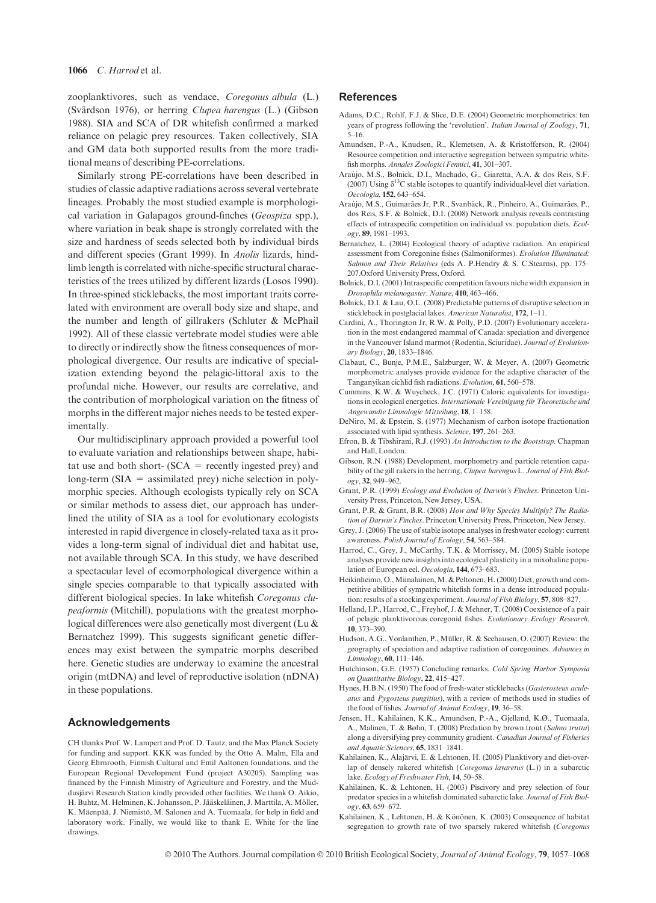zooplanktivores, such as vendace, *Coregonus albula* (L.) (Svärdson 1976), or herring *Clupea harengus* (L.) (Gibson 1988). SIA and SCA of DR whitefish confirmed a marked reliance on pelagic prey resources. Taken collectively, SIA and GM data both supported results from the more traditional means of describing PE-correlations.

Similarly strong PE-correlations have been described in studies of classic adaptive radiations across several vertebrate lineages. Probably the most studied example is morphological variation in Galapagos ground-finches (*Geospiza* spp.), where variation in beak shape is strongly correlated with the size and hardness of seeds selected both by individual birds and different species (Grant 1999). In *Anolis* lizards, hindlimb length is correlated with niche-specific structural characteristics of the trees utilized by different lizards (Losos 1990). In three-spined sticklebacks, the most important traits correlated with environment are overall body size and shape, and the number and length of gillrakers (Schluter & McPhail 1992). All of these classic vertebrate model studies were able to directly or indirectly show the fitness consequences of morphological divergence. Our results are indicative of specialization extending beyond the pelagic-littoral axis to the profundal niche. However, our results are correlative, and the contribution of morphological variation on the fitness of morphs in the different major niches needs to be tested experimentally.

Our multidisciplinary approach provided a powerful tool to evaluate variation and relationships between shape, habitat use and both short- (SCA = recently ingested prey) and long-term (SIA = assimilated prey) niche selection in polymorphic species. Although ecologists typically rely on SCA or similar methods to assess diet, our approach has underlined the utility of SIA as a tool for evolutionary ecologists interested in rapid divergence in closely-related taxa as it provides a long-term signal of individual diet and habitat use, not available through SCA. In this study, we have described a spectacular level of ecomorphological divergence within a single species comparable to that typically associated with different biological species. In lake whitefish *Coregonus clupeaformis* (Mitchill), populations with the greatest morphological differences were also genetically most divergent (Lu & Bernatchez 1999). This suggests significant genetic differences may exist between the sympatric morphs described here. Genetic studies are underway to examine the ancestral origin (mtDNA) and level of reproductive isolation (nDNA) in these populations.

## Acknowledgements

CH thanks Prof. W. Lampert and Prof. D. Tautz, and the Max Planck Society for funding and support. KKK was funded by the Otto A. Malm, Ella and Georg Ehrnrooth, Finnish Cultural and Emil Aaltonen foundations, and the European Regional Development Fund (project A30205). Sampling was financed by the Finnish Ministry of Agriculture and Forestry, and the Muddusjärvi Research Station kindly provided other facilities. We thank O. Aikio, H. Buhtz, M. Helminen, K. Johansson, P. Jääskeläinen, J. Marttila, A. Möller, K. Mäenpää, J. Niemistö, M. Salonen and A. Tuomaala, for help in field and laboratory work. Finally, we would like to thank E. White for the line drawings.

## References

Adams, D.C., Rohlf, F.J. & Slice, D.E. (2004) Geometric morphometrics: ten years of progress following the 'revolution'. *Italian Journal of Zoology*, **71**, 5–16.

Amundsen, P.-A., Knudsen, R., Klemetsen, A. & Kristofferson, R. (2004) Resource competition and interactive segregation between sympatric whitefish morphs. *Annales Zoologici Fennici*, **41**, 301–307.

Araújo, M.S., Bolnick, D.I., Machado, G., Giaretta, A.A. & dos Reis, S.F. (2007) Using $\delta^{13}$C stable isotopes to quantify individual-level diet variation. *Oecologia*, **152**, 643–654.

Araújo, M.S., Guimarães Jr, P.R., Svanbäck, R., Pinheiro, A., Guimarães, P., dos Reis, S.F. & Bolnick, D.I. (2008) Network analysis reveals contrasting effects of intraspecific competition on individual vs. population diets. *Ecology*, **89**, 1981–1993.

Bernatchez, L. (2004) Ecological theory of adaptive radiation. An empirical assessment from Coregonine fishes (Salmoniformes). *Evolution Illuminated: Salmon and Their Relatives* (eds A. P.Hendry & S. C.Stearns), pp. 175–207.Oxford University Press, Oxford.

Bolnick, D.I. (2001) Intraspecific competition favours niche width expansion in *Drosophila melanogaster*. *Nature*, **410**, 463–466.

Bolnick, D.I. & Lau, O.L. (2008) Predictable patterns of disruptive selection in stickleback in postglacial lakes. *American Naturalist*, **172**, 1–11.

Cardini, A., Thorington Jr, R.W. & Polly, P.D. (2007) Evolutionary acceleration in the most endangered mammal of Canada: speciation and divergence in the Vancouver Island marmot (Rodentia, Sciuridae). *Journal of Evolutionary Biology*, **20**, 1833–1846.

Clabaut, C., Bunje, P.M.E., Salzburger, W. & Meyer, A. (2007) Geometric morphometric analyses provide evidence for the adaptive character of the Tanganyikan cichlid fish radiations. *Evolution*, **61**, 560–578.

Cummins, K.W. & Wuycheck, J.C. (1971) Caloric equivalents for investigations in ecological energetics. *Internationale Vereinigung für Theoretische und Angewandte Limnologie Mitteilung*, **18**, 1–158.

DeNiro, M. & Epstein, S. (1977) Mechanism of carbon isotope fractionation associated with lipid synthesis. *Science*, **197**, 261–263.

Efron, B. & Tibshirani, R.J. (1993) *An Introduction to the Bootstrap*. Chapman and Hall, London.

Gibson, R.N. (1988) Development, morphometry and particle retention capability of the gill rakers in the herring, *Clupea harengus* L. *Journal of Fish Biology*, **32**, 949–962.

Grant, P.R. (1999) *Ecology and Evolution of Darwin's Finches*. Princeton University Press, Princeton, New Jersey, USA.

Grant, P.R. & Grant, B.R. (2008) *How and Why Species Multiply? The Radiation of Darwin's Finches*. Princeton University Press, Princeton, New Jersey.

Grey, J. (2006) The use of stable isotope analyses in freshwater ecology: current awareness. *Polish Journal of Ecology*, **54**, 563–584.

Harrod, C., Grey, J., McCarthy, T.K. & Morrissey, M. (2005) Stable isotope analyses provide new insights into ecological plasticity in a mixohaline population of European eel. *Oecologia*, **144**, 673–683.

Heikinheimo, O., Miinalainen, M. & Peltonen, H. (2000) Diet, growth and competitive abilities of sympatric whitefish forms in a dense introduced population: results of a stocking experiment. *Journal of Fish Biology*, **57**, 808–827.

Helland, I.P., Harrod, C., Freyhof, J. & Mehner, T. (2008) Coexistence of a pair of pelagic planktivorous coregonid fishes. *Evolutionary Ecology Research*, **10**, 373–390.

Hudson, A.G., Vonlanthen, P., Müller, R. & Seehausen, O. (2007) Review: the geography of speciation and adaptive radiation of coregonines. *Advances in Limnology*, **60**, 111–146.

Hutchinson, G.E. (1957) Concluding remarks. *Cold Spring Harbor Symposia on Quantitative Biology*, **22**, 415–427.

Hynes, H.B.N. (1950) The food of fresh-water sticklebacks (*Gasterosteus aculeatus* and *Pygosteus pungitius*), with a review of methods used in studies of the food of fishes. *Journal of Animal Ecology*, **19**, 36–58.

Jensen, H., Kahilainen, K.K., Amundsen, P.-A., Gjelland, K.Ø., Tuomaala, A., Malinen, T. & Bøhn, T. (2008) Predation by brown trout (*Salmo trutta*) along a diversifying prey community gradient. *Canadian Journal of Fisheries and Aquatic Sciences*, **65**, 1831–1841.

Kahilainen, K., Alajärvi, E. & Lehtonen, H. (2005) Planktivory and diet-overlap of densely rakered whitefish (*Coregonus lavaretus* (L.)) in a subarctic lake. *Ecology of Freshwater Fish*, **14**, 50–58.

Kahilainen, K. & Lehtonen, H. (2003) Piscivory and prey selection of four predator species in a whitefish dominated subarctic lake. *Journal of Fish Biology*, **63**, 659–672.

Kahilainen, K., Lehtonen, H. & Könönen, K. (2003) Consequence of habitat segregation to growth rate of two sparsely rakered whitefish (*Coregonus*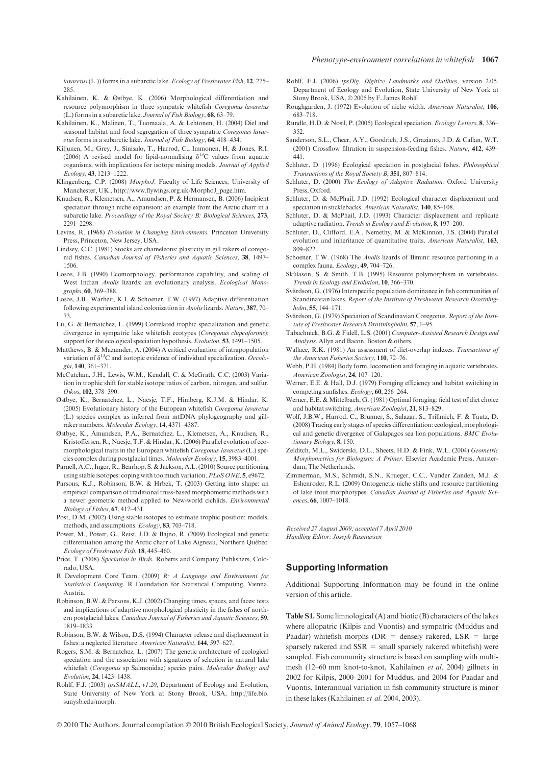*lavaretus* (L.)) forms in a subarctic lake. *Ecology of Freshwater Fish*, **12**, 275–285.

Kahilainen, K. & Østbye, K. (2006) Morphological differentiation and resource polymorphism in three sympatric whitefish *Coregonus lavaretus* (L.) forms in a subarctic lake. *Journal of Fish Biology*, **68**, 63–79.

Kahilainen, K., Malinen, T., Tuomaala, A. & Lehtonen, H. (2004) Diel and seasonal habitat and food segregation of three sympatric *Coregonus lavaretus* forms in a subarctic lake. *Journal of Fish Biology*, **64**, 418–434.

Kiljunen, M., Grey, J., Sinisalo, T., Harrod, C., Immonen, H. & Jones, R.I. (2006) A revised model for lipid-normalising $\delta^{13}$C values from aquatic organisms, with implications for isotope mixing models. *Journal of Applied Ecology*, **43**, 1213–1222.

Klingenberg, C.P. (2008) *MorphoJ*. Faculty of Life Sciences, University of Manchester, UK., http://www.flywings.org.uk/MorphoJ_page.htm.

Knudsen, R., Klemetsen, A., Amundsen, P. & Hermansen, B. (2006) Incipient speciation through niche expansion: an example from the Arctic charr in a subarctic lake. *Proceedings of the Royal Society B: Biological Sciences*, **273**, 2291–2298.

Levins, R. (1968) *Evolution in Changing Environments*. Princeton University Press, Princeton, New Jersey, USA.

Lindsey, C.C. (1981) Stocks are chameleons: plasticity in gill rakers of coregonid fishes. *Canadian Journal of Fisheries and Aquatic Sciences*, **38**, 1497–1506.

Losos, J.B. (1990) Ecomorphology, performance capability, and scaling of West Indian *Anolis* lizards: an evolutionary analysis. *Ecological Monographs*, **60**, 369–388.

Losos, J.B., Warheit, K.I. & Schoener, T.W. (1997) Adaptive differentiation following experimental island colonization in *Anolis* lizards. *Nature*, **387**, 70–73.

Lu, G. & Bernatchez, L. (1999) Correlated trophic specialization and genetic divergence in sympatric lake whitefish ecotypes (*Coregonus clupeaformis*): support for the ecological speciation hypothesis. *Evolution*, **53**, 1491–1505.

Matthews, B. & Mazumder, A. (2004) A critical evaluation of intrapopulation variation of $\delta^{13}$C and isotopic evidence of individual specialization. *Oecologia*, **140**, 361–371.

McCutchan, J.H., Lewis, W.M., Kendall, C. & McGrath, C.C. (2003) Variation in trophic shift for stable isotope ratios of carbon, nitrogen, and sulfur. *Oikos*, **102**, 378–390.

Østbye, K., Bernatchez, L., Naesje, T.F., Himberg, K.J.M. & Hindar, K. (2005) Evolutionary history of the European whitefish *Coregonus lavaretus* (L.) species complex as inferred from mtDNA phylogeography and gill-raker numbers. *Molecular Ecology*, **14**, 4371–4387.

Østbye, K., Amundsen, P.A., Bernatchez, L., Klemetsen, A., Knudsen, R., Kristoffersen, R., Naesje, T.F. & Hindar, K. (2006) Parallel evolution of ecomorphological traits in the European whitefish *Coregonus lavaretus* (L.) species complex during postglacial times. *Molecular Ecology*, **15**, 3983–4001.

Parnell, A.C., Inger, R., Bearhop, S. & Jackson, A.L. (2010) Source partitioning using stable isotopes: coping with too much variation. *PLoS ONE*, **5**, e9672.

Parsons, K.J., Robinson, B.W. & Hrbek, T. (2003) Getting into shape: an empirical comparison of traditional truss-based morphometric methods with a newer geometric method applied to New-world cichlids. *Environmental Biology of Fishes*, **67**, 417–431.

Post, D.M. (2002) Using stable isotopes to estimate trophic position: models, methods, and assumptions. *Ecology*, **83**, 703–718.

Power, M., Power, G., Reist, J.D. & Bajno, R. (2009) Ecological and genetic differentiation among the Arctic charr of Lake Aigneau, Northern Québec. *Ecology of Freshwater Fish*, **18**, 445–460.

Price, T. (2008) *Speciation in Birds*. Roberts and Company Publishers, Colorado, USA.

R Development Core Team. (2009) *R: A Language and Environment for Statistical Computing*. R Foundation for Statistical Computing, Vienna, Austria.

Robinson, B.W. & Parsons, K.J. (2002) Changing times, spaces, and faces: tests and implications of adaptive morphological plasticity in the fishes of northern postglacial lakes. *Canadian Journal of Fisheries and Aquatic Sciences*, **59**, 1819–1833.

Robinson, B.W. & Wilson, D.S. (1994) Character release and displacement in fishes: a neglected literature. *American Naturalist*, **144**, 597–627.

Rogers, S.M. & Bernatchez, L. (2007) The genetic architecture of ecological speciation and the association with signatures of selection in natural lake whitefish (*Coregonus* sp Salmonidae) species pairs. *Molecular Biology and Evolution*, **24**, 1423–1438.

Rohlf, F.J. (2003) *tpsSMALL, v1.20*, Department of Ecology and Evolution, State University of New York at Stony Brook, USA, http://life.bio.sunysb.edu/morph.

Rohlf, F.J. (2006) *tpsDig, Digitize Landmarks and Outlines*, version 2.05. Department of Ecology and Evolution, State University of New York at Stony Brook, USA, © 2005 by F. James Rohlf.

Roughgarden, J. (1972) Evolution of niche width. *American Naturalist*, **106**, 683–718.

Rundle, H.D. & Nosil, P. (2005) Ecological speciation. *Ecology Letters*, **8**, 336–352.

Sanderson, S.L., Cheer, A.Y., Goodrich, J.S., Graziano, J.D. & Callan, W.T. (2001) Crossflow filtration in suspension-feeding fishes. *Nature*, **412**, 439–441.

Schluter, D. (1996) Ecological speciation in postglacial fishes. *Philosophical Transactions of the Royal Society B*, **351**, 807–814.

Schluter, D. (2000) *The Ecology of Adaptive Radiation*. Oxford University Press, Oxford.

Schluter, D. & McPhail, J.D. (1992) Ecological character displacement and speciation in sticklebacks. *American Naturalist*, **140**, 85–108.

Schluter, D. & McPhail, J.D. (1993) Character displacement and replicate adaptive radiation. *Trends in Ecology and Evolution*, **8**, 197–200.

Schluter, D., Clifford, E.A., Nemethy, M. & McKinnon, J.S. (2004) Parallel evolution and inheritance of quantitative traits. *American Naturalist*, **163**, 809–822.

Schoener, T.W. (1968) The *Anolis* lizards of Bimini: resource partioning in a complex fauna. *Ecology*, **49**, 704–726.

Skúlason, S. & Smith, T.B. (1995) Resource polymorphism in vertebrates. *Trends in Ecology and Evolution*, **10**, 366–370.

Svärdson, G. (1976) Interspecific population dominance in fish communities of Scandinavian lakes. *Report of the Institute of Freshwater Research Drottningholm*, **55**, 144–171.

Svärdson, G. (1979) Speciation of Scandinavian Coregonus. *Report of the Institute of Freshwater Research Drottningholm*, **57**, 1–95.

Tabachnick, B.G. & Fidell, L.S. (2001) *Computer-Assisted Research Design and Analysis*. Allyn and Bacon, Boston & others.

Wallace, R.K. (1981) An assessment of diet-overlap indexes. *Transactions of the American Fisheries Society*, **110**, 72–76.

Webb, P.H. (1984) Body form, locomotion and foraging in aquatic vertebrates. *American Zoologist*, **24**, 107–120.

Werner, E.E. & Hall, D.J. (1979) Foraging efficiency and habitat switching in competing sunfishes. *Ecology*, **60**, 256–264.

Werner, E.E. & Mittelbach, G. (1981) Optimal foraging: field test of diet choice and habitat switching. *American Zoologist*, **21**, 813–829.

Wolf, J.B.W., Harrod, C., Brunner, S., Salazar, S., Trillmich, F. & Tautz, D. (2008) Tracing early stages of species differentiation: ecological, morphological and genetic divergence of Galapagos sea lion populations. *BMC Evolutionary Biology*, **8**, 150.

Zelditch, M.L., Swiderski, D.L., Sheets, H.D. & Fink, W.L. (2004) *Geometric Morphometrics for Biologists: A Primer*. Elsevier Academic Press, Amsterdam, The Netherlands.

Zimmerman, M.S., Schmidt, S.N., Krueger, C.C., Vander Zanden, M.J. & Eshenroder, R.L. (2009) Ontogenetic niche shifts and resource partitioning of lake trout morphotypes. *Canadian Journal of Fisheries and Aquatic Sciences*, **66**, 1007–1018.

*Received 27 August 2009; accepted 7 April 2010*
*Handling Editor: Joseph Rasmussen*

## Supporting Information

Additional Supporting Information may be found in the online version of this article.

**Table S1.** Some limnological (A) and biotic (B) characters of the lakes where allopatric (Kilpis and Vuontis) and sympatric (Muddus and Paadar) whitefish morphs (DR = densely rakered, LSR = large sparsely rakered and SSR = small sparsely rakered whitefish) were sampled. Fish community structure is based on sampling with multi-mesh (12–60 mm knot-to-knot, Kahilainen *et al.* 2004) gillnets in 2002 for Kilpis, 2000–2001 for Muddus, and 2004 for Paadar and Vuontis. Interannual variation in fish community structure is minor in these lakes (Kahilainen *et al.* 2004, 2003).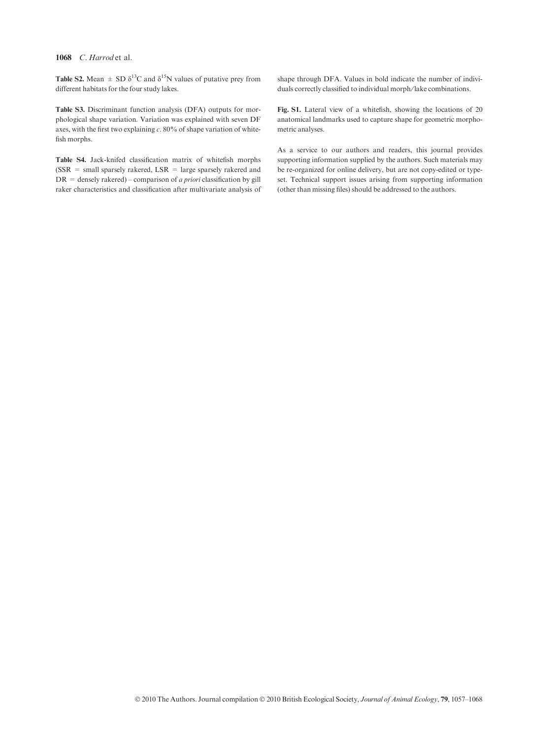**Table S2.** Mean ± SD $\delta^{13}C$ and $\delta^{15}N$ values of putative prey from different habitats for the four study lakes.

**Table S3.** Discriminant function analysis (DFA) outputs for morphological shape variation. Variation was explained with seven DF axes, with the first two explaining *c*. 80% of shape variation of whitefish morphs.

**Table S4.** Jack-knifed classification matrix of whitefish morphs (SSR = small sparsely rakered, LSR = large sparsely rakered and DR = densely rakered) – comparison of *a priori* classification by gill raker characteristics and classification after multivariate analysis of shape through DFA. Values in bold indicate the number of individuals correctly classified to individual morph/lake combinations.

**Fig. S1.** Lateral view of a whitefish, showing the locations of 20 anatomical landmarks used to capture shape for geometric morphometric analyses.

As a service to our authors and readers, this journal provides supporting information supplied by the authors. Such materials may be re-organized for online delivery, but are not copy-edited or typeset. Technical support issues arising from supporting information (other than missing files) should be addressed to the authors.